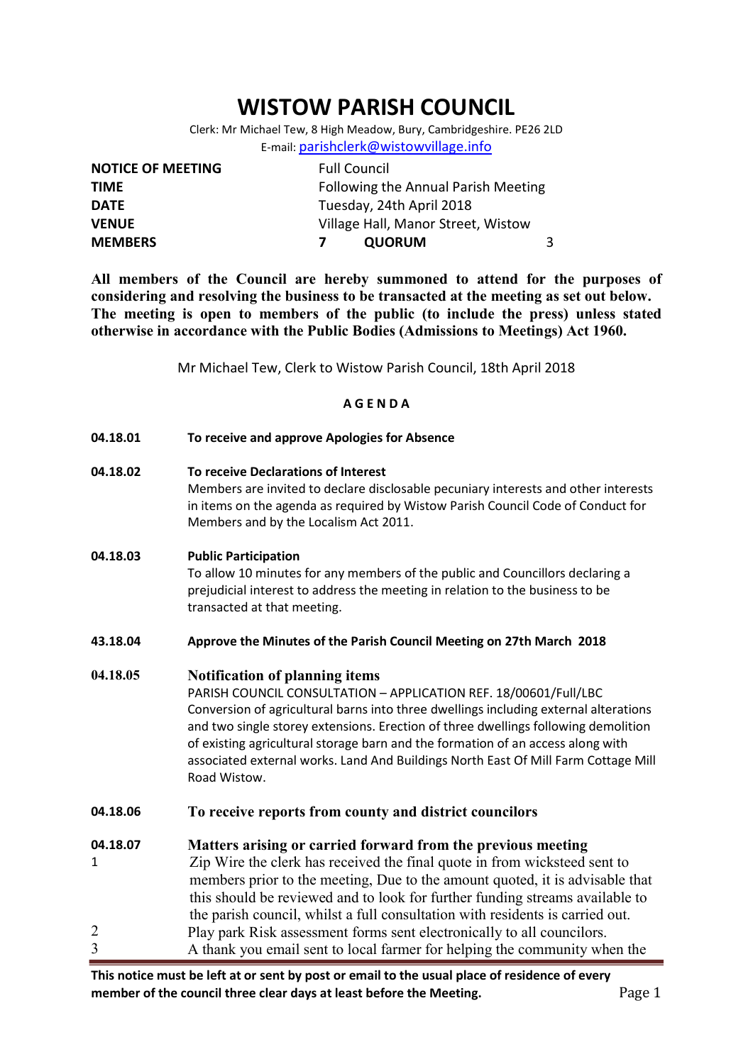# WISTOW PARISH COUNCIL

Clerk: Mr Michael Tew, 8 High Meadow, Bury, Cambridgeshire. PE26 2LD
E-mail: parishclerk@wistowvillage.info

| | | | |
|---|---|---|---|
| **NOTICE OF MEETING** | Full Council | | |
| **TIME** | Following the Annual Parish Meeting | | |
| **DATE** | Tuesday, 24th April 2018 | | |
| **VENUE** | Village Hall, Manor Street, Wistow | | |
| **MEMBERS** | **7** | **QUORUM** | 3 |

**All members of the Council are hereby summoned to attend for the purposes of considering and resolving the business to be transacted at the meeting as set out below. The meeting is open to members of the public (to include the press) unless stated otherwise in accordance with the Public Bodies (Admissions to Meetings) Act 1960.**

Mr Michael Tew, Clerk to Wistow Parish Council, 18th April 2018

## A G E N D A

**04.18.01** **To receive and approve Apologies for Absence**

**04.18.02** **To receive Declarations of Interest**
Members are invited to declare disclosable pecuniary interests and other interests in items on the agenda as required by Wistow Parish Council Code of Conduct for Members and by the Localism Act 2011.

**04.18.03** **Public Participation**
To allow 10 minutes for any members of the public and Councillors declaring a prejudicial interest to address the meeting in relation to the business to be transacted at that meeting.

**43.18.04** **Approve the Minutes of the Parish Council Meeting on 27th March 2018**

**04.18.05** **Notification of planning items**
PARISH COUNCIL CONSULTATION – APPLICATION REF. 18/00601/Full/LBC
Conversion of agricultural barns into three dwellings including external alterations and two single storey extensions. Erection of three dwellings following demolition of existing agricultural storage barn and the formation of an access along with associated external works. Land And Buildings North East Of Mill Farm Cottage Mill Road Wistow.

**04.18.06** **To receive reports from county and district councilors**

**04.18.07** **Matters arising or carried forward from the previous meeting**

1. Zip Wire the clerk has received the final quote in from wicksteed sent to members prior to the meeting, Due to the amount quoted, it is advisable that this should be reviewed and to look for further funding streams available to the parish council, whilst a full consultation with residents is carried out.
2. Play park Risk assessment forms sent electronically to all councilors.
3. A thank you email sent to local farmer for helping the community when the

**This notice must be left at or sent by post or email to the usual place of residence of every member of the council three clear days at least before the Meeting.**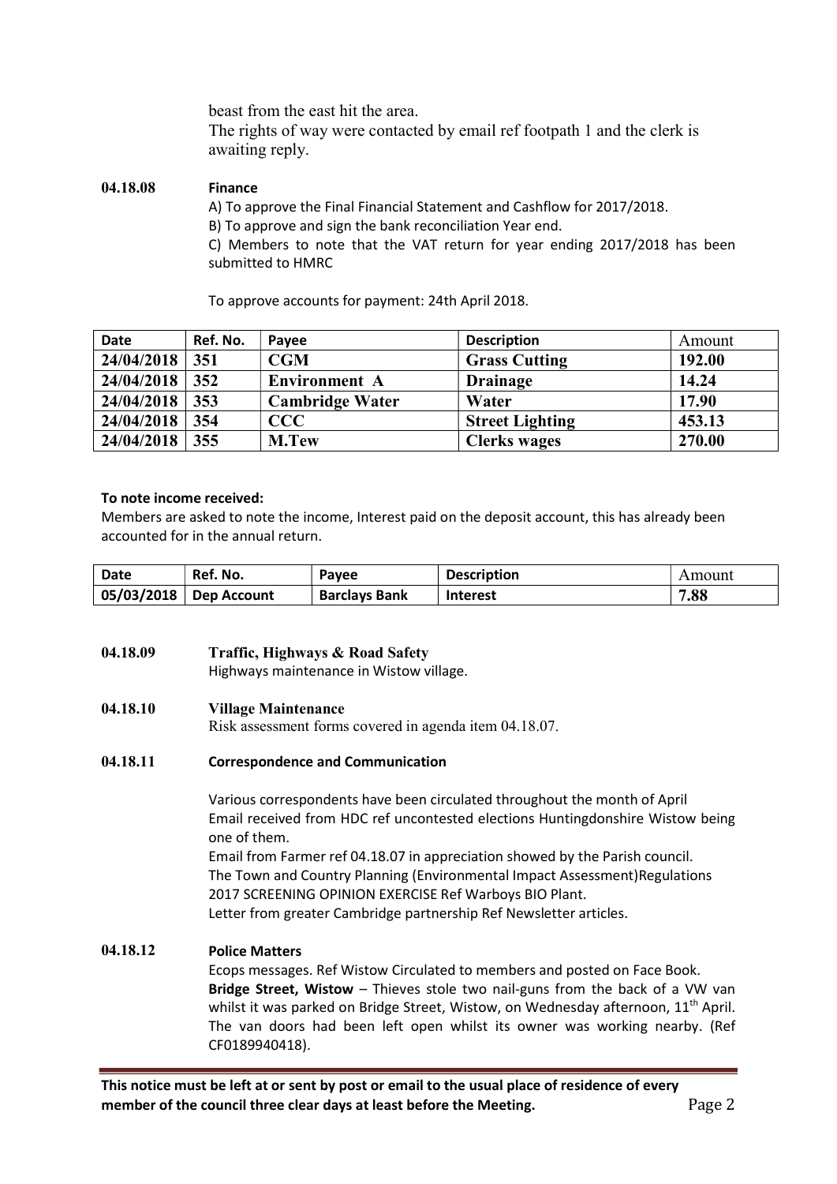beast from the east hit the area.
The rights of way were contacted by email ref footpath 1 and the clerk is awaiting reply.

**04.18.08 Finance**

A) To approve the Final Financial Statement and Cashflow for 2017/2018.
B) To approve and sign the bank reconciliation Year end.
C) Members to note that the VAT return for year ending 2017/2018 has been submitted to HMRC

To approve accounts for payment: 24th April 2018.

| Date | Ref. No. | Payee | Description | Amount |
|---|---|---|---|---|
| **24/04/2018** | **351** | **CGM** | **Grass Cutting** | **192.00** |
| **24/04/2018** | **352** | **Environment A** | **Drainage** | **14.24** |
| **24/04/2018** | **353** | **Cambridge Water** | **Water** | **17.90** |
| **24/04/2018** | **354** | **CCC** | **Street Lighting** | **453.13** |
| **24/04/2018** | **355** | **M.Tew** | **Clerks wages** | **270.00** |

**To note income received:**
Members are asked to note the income, Interest paid on the deposit account, this has already been accounted for in the annual return.

| Date | Ref. No. | Payee | Description | Amount |
|---|---|---|---|---|
| **05/03/2018** | **Dep Account** | **Barclays Bank** | **Interest** | **7.88** |

**04.18.09 Traffic, Highways & Road Safety**

Highways maintenance in Wistow village.

**04.18.10 Village Maintenance**

Risk assessment forms covered in agenda item 04.18.07.

**04.18.11 Correspondence and Communication**

Various correspondents have been circulated throughout the month of April
Email received from HDC ref uncontested elections Huntingdonshire Wistow being one of them.
Email from Farmer ref 04.18.07 in appreciation showed by the Parish council.
The Town and Country Planning (Environmental Impact Assessment)Regulations 2017 SCREENING OPINION EXERCISE Ref Warboys BIO Plant.
Letter from greater Cambridge partnership Ref Newsletter articles.

**04.18.12 Police Matters**

Ecops messages. Ref Wistow Circulated to members and posted on Face Book.
**Bridge Street, Wistow** – Thieves stole two nail-guns from the back of a VW van whilst it was parked on Bridge Street, Wistow, on Wednesday afternoon, 11th April. The van doors had been left open whilst its owner was working nearby. (Ref CF0189940418).

**This notice must be left at or sent by post or email to the usual place of residence of every member of the council three clear days at least before the Meeting.**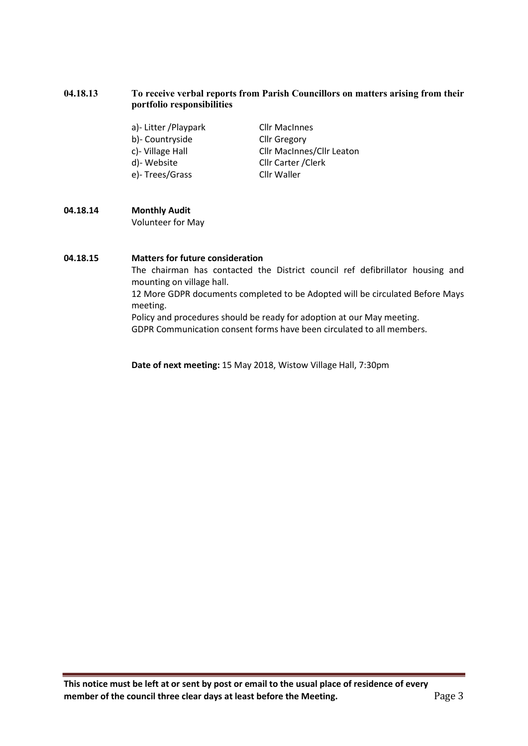**04.18.13 To receive verbal reports from Parish Councillors on matters arising from their portfolio responsibilities**

| | |
|---|---|
| a)- Litter /Playpark | Cllr MacInnes |
| b)- Countryside | Cllr Gregory |
| c)- Village Hall | Cllr MacInnes/Cllr Leaton |
| d)- Website | Cllr Carter /Clerk |
| e)- Trees/Grass | Cllr Waller |

**04.18.14 Monthly Audit**

Volunteer for May

**04.18.15 Matters for future consideration**

The chairman has contacted the District council ref defibrillator housing and mounting on village hall.

12 More GDPR documents completed to be Adopted will be circulated Before Mays meeting.

Policy and procedures should be ready for adoption at our May meeting.

GDPR Communication consent forms have been circulated to all members.

**Date of next meeting:** 15 May 2018, Wistow Village Hall, 7:30pm

**This notice must be left at or sent by post or email to the usual place of residence of every member of the council three clear days at least before the Meeting.**